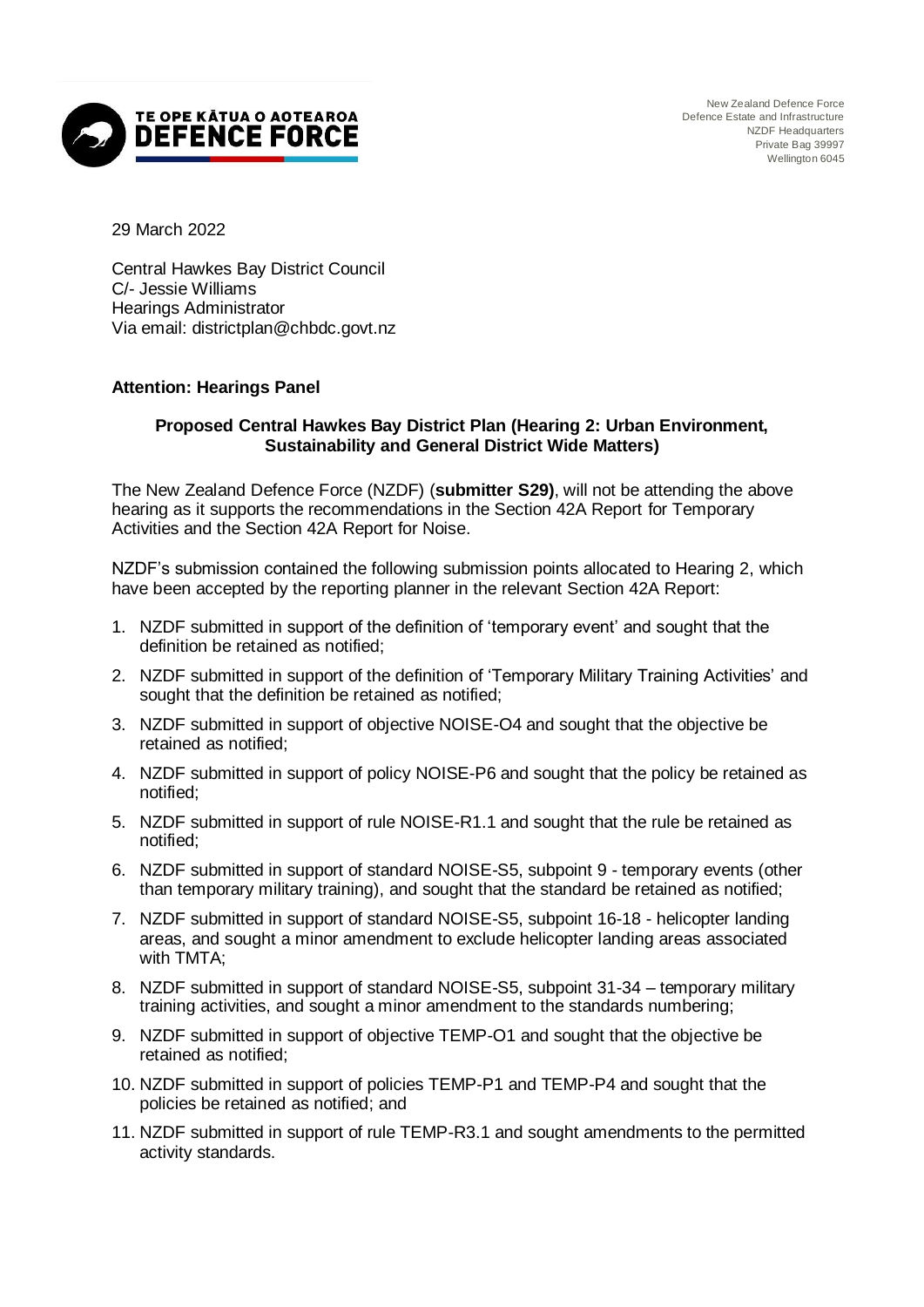TE OPE KĀTUA O AOTEAROA
**DEFENCE FORCE**

New Zealand Defence Force
Defence Estate and Infrastructure
NZDF Headquarters
Private Bag 39997
Wellington 6045

29 March 2022

Central Hawkes Bay District Council
C/- Jessie Williams
Hearings Administrator
Via email: districtplan@chbdc.govt.nz

**Attention: Hearings Panel**

**Proposed Central Hawkes Bay District Plan (Hearing 2: Urban Environment, Sustainability and General District Wide Matters)**

The New Zealand Defence Force (NZDF) (**submitter S29)**, will not be attending the above hearing as it supports the recommendations in the Section 42A Report for Temporary Activities and the Section 42A Report for Noise.

NZDF's submission contained the following submission points allocated to Hearing 2, which have been accepted by the reporting planner in the relevant Section 42A Report:

1. NZDF submitted in support of the definition of 'temporary event' and sought that the definition be retained as notified;
2. NZDF submitted in support of the definition of 'Temporary Military Training Activities' and sought that the definition be retained as notified;
3. NZDF submitted in support of objective NOISE-O4 and sought that the objective be retained as notified;
4. NZDF submitted in support of policy NOISE-P6 and sought that the policy be retained as notified;
5. NZDF submitted in support of rule NOISE-R1.1 and sought that the rule be retained as notified;
6. NZDF submitted in support of standard NOISE-S5, subpoint 9 - temporary events (other than temporary military training), and sought that the standard be retained as notified;
7. NZDF submitted in support of standard NOISE-S5, subpoint 16-18 - helicopter landing areas, and sought a minor amendment to exclude helicopter landing areas associated with TMTA;
8. NZDF submitted in support of standard NOISE-S5, subpoint 31-34 – temporary military training activities, and sought a minor amendment to the standards numbering;
9. NZDF submitted in support of objective TEMP-O1 and sought that the objective be retained as notified;
10. NZDF submitted in support of policies TEMP-P1 and TEMP-P4 and sought that the policies be retained as notified; and
11. NZDF submitted in support of rule TEMP-R3.1 and sought amendments to the permitted activity standards.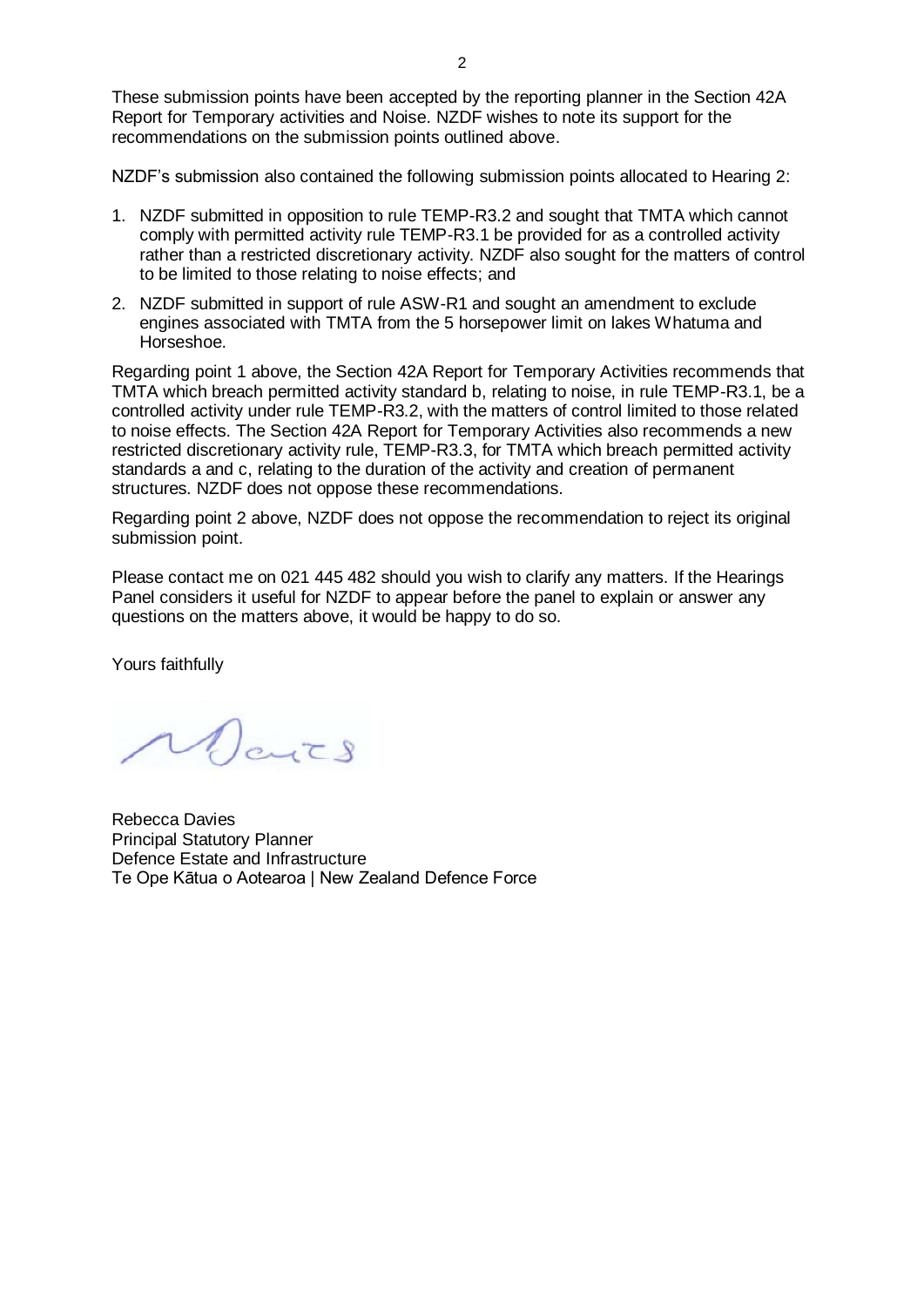These submission points have been accepted by the reporting planner in the Section 42A Report for Temporary activities and Noise. NZDF wishes to note its support for the recommendations on the submission points outlined above.

NZDF's submission also contained the following submission points allocated to Hearing 2:

1. NZDF submitted in opposition to rule TEMP-R3.2 and sought that TMTA which cannot comply with permitted activity rule TEMP-R3.1 be provided for as a controlled activity rather than a restricted discretionary activity. NZDF also sought for the matters of control to be limited to those relating to noise effects; and
2. NZDF submitted in support of rule ASW-R1 and sought an amendment to exclude engines associated with TMTA from the 5 horsepower limit on lakes Whatuma and Horseshoe.

Regarding point 1 above, the Section 42A Report for Temporary Activities recommends that TMTA which breach permitted activity standard b, relating to noise, in rule TEMP-R3.1, be a controlled activity under rule TEMP-R3.2, with the matters of control limited to those related to noise effects. The Section 42A Report for Temporary Activities also recommends a new restricted discretionary activity rule, TEMP-R3.3, for TMTA which breach permitted activity standards a and c, relating to the duration of the activity and creation of permanent structures. NZDF does not oppose these recommendations.

Regarding point 2 above, NZDF does not oppose the recommendation to reject its original submission point.

Please contact me on 021 445 482 should you wish to clarify any matters. If the Hearings Panel considers it useful for NZDF to appear before the panel to explain or answer any questions on the matters above, it would be happy to do so.

Yours faithfully

Rebecca Davies
Principal Statutory Planner
Defence Estate and Infrastructure
Te Ope Kātua o Aotearoa | New Zealand Defence Force